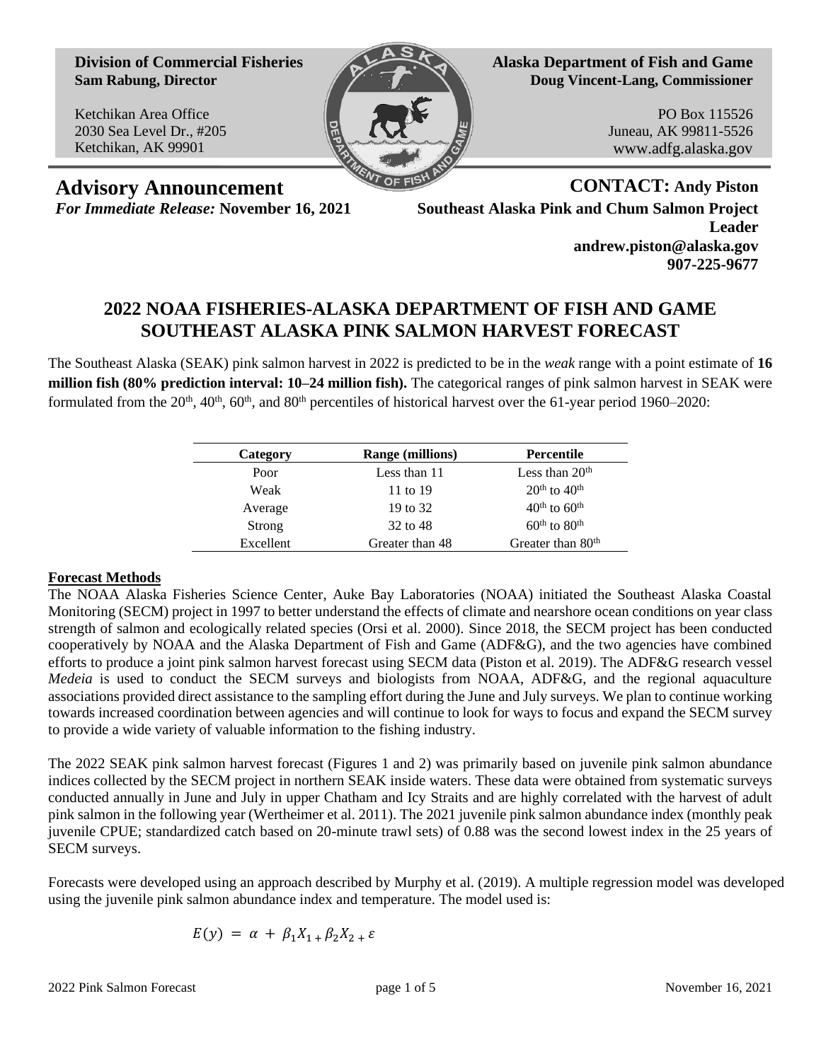**Division of Commercial Fisheries**
**Sam Rabung, Director**

Ketchikan Area Office
2030 Sea Level Dr., #205
Ketchikan, AK 99901

**Alaska Department of Fish and Game**
**Doug Vincent-Lang, Commissioner**

PO Box 115526
Juneau, AK 99811-5526
www.adfg.alaska.gov

**Advisory Announcement**
*For Immediate Release:* **November 16, 2021**

**CONTACT: Andy Piston**
**Southeast Alaska Pink and Chum Salmon Project Leader**
**andrew.piston@alaska.gov**
**907-225-9677**

# 2022 NOAA FISHERIES-ALASKA DEPARTMENT OF FISH AND GAME SOUTHEAST ALASKA PINK SALMON HARVEST FORECAST

The Southeast Alaska (SEAK) pink salmon harvest in 2022 is predicted to be in the *weak* range with a point estimate of **16 million fish (80% prediction interval: 10–24 million fish).** The categorical ranges of pink salmon harvest in SEAK were formulated from the 20th, 40th, 60th, and 80th percentiles of historical harvest over the 61-year period 1960–2020:

| Category | Range (millions) | Percentile |
|---|---|---|
| Poor | Less than 11 | Less than 20th |
| Weak | 11 to 19 | 20th to 40th |
| Average | 19 to 32 | 40th to 60th |
| Strong | 32 to 48 | 60th to 80th |
| Excellent | Greater than 48 | Greater than 80th |

## Forecast Methods

The NOAA Alaska Fisheries Science Center, Auke Bay Laboratories (NOAA) initiated the Southeast Alaska Coastal Monitoring (SECM) project in 1997 to better understand the effects of climate and nearshore ocean conditions on year class strength of salmon and ecologically related species (Orsi et al. 2000). Since 2018, the SECM project has been conducted cooperatively by NOAA and the Alaska Department of Fish and Game (ADF&G), and the two agencies have combined efforts to produce a joint pink salmon harvest forecast using SECM data (Piston et al. 2019). The ADF&G research vessel *Medeia* is used to conduct the SECM surveys and biologists from NOAA, ADF&G, and the regional aquaculture associations provided direct assistance to the sampling effort during the June and July surveys. We plan to continue working towards increased coordination between agencies and will continue to look for ways to focus and expand the SECM survey to provide a wide variety of valuable information to the fishing industry.

The 2022 SEAK pink salmon harvest forecast (Figures 1 and 2) was primarily based on juvenile pink salmon abundance indices collected by the SECM project in northern SEAK inside waters. These data were obtained from systematic surveys conducted annually in June and July in upper Chatham and Icy Straits and are highly correlated with the harvest of adult pink salmon in the following year (Wertheimer et al. 2011). The 2021 juvenile pink salmon abundance index (monthly peak juvenile CPUE; standardized catch based on 20-minute trawl sets) of 0.88 was the second lowest index in the 25 years of SECM surveys.

Forecasts were developed using an approach described by Murphy et al. (2019). A multiple regression model was developed using the juvenile pink salmon abundance index and temperature. The model used is:

$$E(y) = \alpha + \beta_1 X_1 + \beta_2 X_2 + \varepsilon$$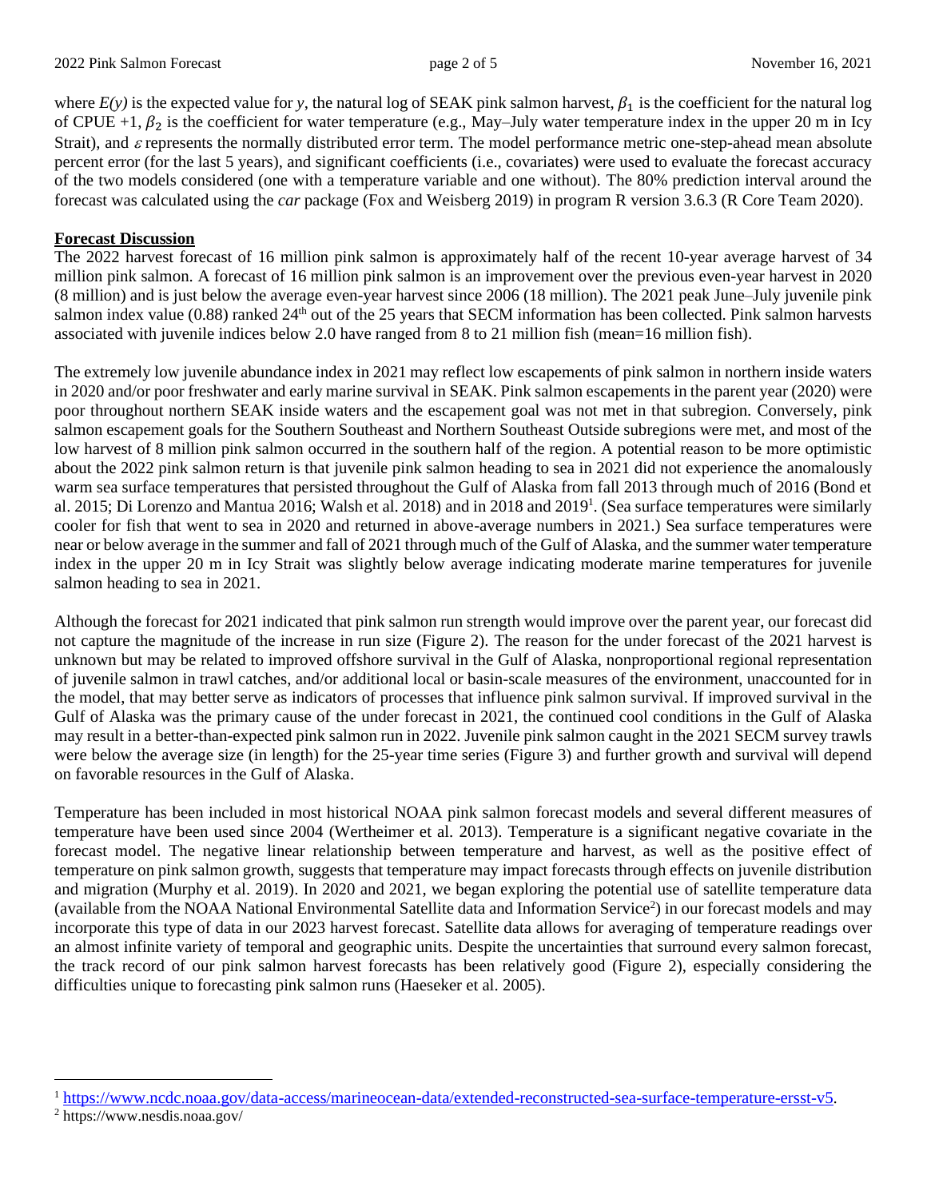where $E(y)$ is the expected value for $y$, the natural log of SEAK pink salmon harvest, $\beta_1$ is the coefficient for the natural log of CPUE +1, $\beta_2$ is the coefficient for water temperature (e.g., May–July water temperature index in the upper 20 m in Icy Strait), and $\varepsilon$ represents the normally distributed error term. The model performance metric one-step-ahead mean absolute percent error (for the last 5 years), and significant coefficients (i.e., covariates) were used to evaluate the forecast accuracy of the two models considered (one with a temperature variable and one without). The 80% prediction interval around the forecast was calculated using the *car* package (Fox and Weisberg 2019) in program R version 3.6.3 (R Core Team 2020).

## Forecast Discussion

The 2022 harvest forecast of 16 million pink salmon is approximately half of the recent 10-year average harvest of 34 million pink salmon. A forecast of 16 million pink salmon is an improvement over the previous even-year harvest in 2020 (8 million) and is just below the average even-year harvest since 2006 (18 million). The 2021 peak June–July juvenile pink salmon index value (0.88) ranked 24th out of the 25 years that SECM information has been collected. Pink salmon harvests associated with juvenile indices below 2.0 have ranged from 8 to 21 million fish (mean=16 million fish).

The extremely low juvenile abundance index in 2021 may reflect low escapements of pink salmon in northern inside waters in 2020 and/or poor freshwater and early marine survival in SEAK. Pink salmon escapements in the parent year (2020) were poor throughout northern SEAK inside waters and the escapement goal was not met in that subregion. Conversely, pink salmon escapement goals for the Southern Southeast and Northern Southeast Outside subregions were met, and most of the low harvest of 8 million pink salmon occurred in the southern half of the region. A potential reason to be more optimistic about the 2022 pink salmon return is that juvenile pink salmon heading to sea in 2021 did not experience the anomalously warm sea surface temperatures that persisted throughout the Gulf of Alaska from fall 2013 through much of 2016 (Bond et al. 2015; Di Lorenzo and Mantua 2016; Walsh et al. 2018) and in 2018 and 2019[1]. (Sea surface temperatures were similarly cooler for fish that went to sea in 2020 and returned in above-average numbers in 2021.) Sea surface temperatures were near or below average in the summer and fall of 2021 through much of the Gulf of Alaska, and the summer water temperature index in the upper 20 m in Icy Strait was slightly below average indicating moderate marine temperatures for juvenile salmon heading to sea in 2021.

Although the forecast for 2021 indicated that pink salmon run strength would improve over the parent year, our forecast did not capture the magnitude of the increase in run size (Figure 2). The reason for the under forecast of the 2021 harvest is unknown but may be related to improved offshore survival in the Gulf of Alaska, nonproportional regional representation of juvenile salmon in trawl catches, and/or additional local or basin-scale measures of the environment, unaccounted for in the model, that may better serve as indicators of processes that influence pink salmon survival. If improved survival in the Gulf of Alaska was the primary cause of the under forecast in 2021, the continued cool conditions in the Gulf of Alaska may result in a better-than-expected pink salmon run in 2022. Juvenile pink salmon caught in the 2021 SECM survey trawls were below the average size (in length) for the 25-year time series (Figure 3) and further growth and survival will depend on favorable resources in the Gulf of Alaska.

Temperature has been included in most historical NOAA pink salmon forecast models and several different measures of temperature have been used since 2004 (Wertheimer et al. 2013). Temperature is a significant negative covariate in the forecast model. The negative linear relationship between temperature and harvest, as well as the positive effect of temperature on pink salmon growth, suggests that temperature may impact forecasts through effects on juvenile distribution and migration (Murphy et al. 2019). In 2020 and 2021, we began exploring the potential use of satellite temperature data (available from the NOAA National Environmental Satellite data and Information Service[2]) in our forecast models and may incorporate this type of data in our 2023 harvest forecast. Satellite data allows for averaging of temperature readings over an almost infinite variety of temporal and geographic units. Despite the uncertainties that surround every salmon forecast, the track record of our pink salmon harvest forecasts has been relatively good (Figure 2), especially considering the difficulties unique to forecasting pink salmon runs (Haeseker et al. 2005).

---

[1] https://www.ncdc.noaa.gov/data-access/marineocean-data/extended-reconstructed-sea-surface-temperature-ersst-v5.

[2] https://www.nesdis.noaa.gov/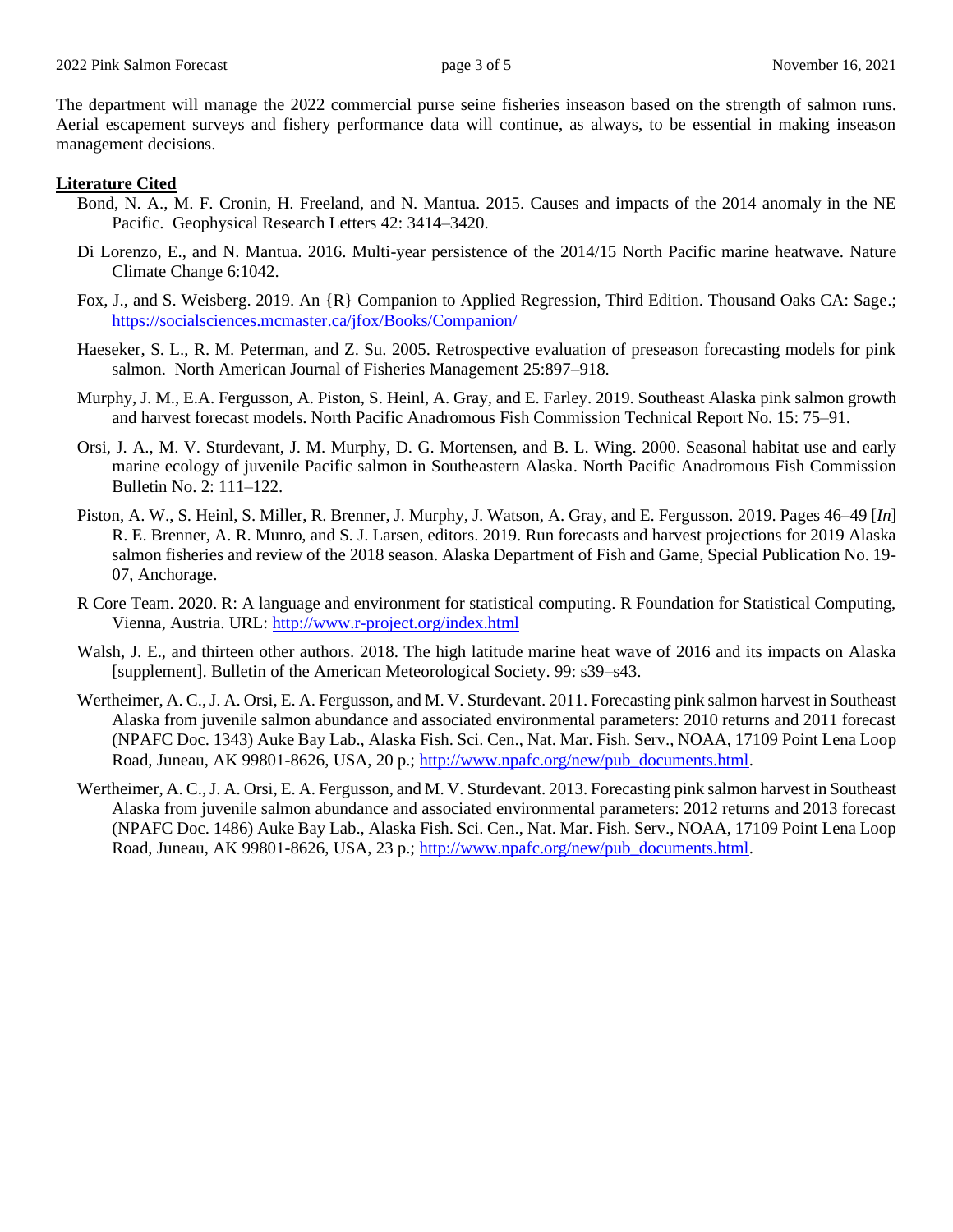The department will manage the 2022 commercial purse seine fisheries inseason based on the strength of salmon runs. Aerial escapement surveys and fishery performance data will continue, as always, to be essential in making inseason management decisions.

## Literature Cited

Bond, N. A., M. F. Cronin, H. Freeland, and N. Mantua. 2015. Causes and impacts of the 2014 anomaly in the NE Pacific. Geophysical Research Letters 42: 3414–3420.

Di Lorenzo, E., and N. Mantua. 2016. Multi-year persistence of the 2014/15 North Pacific marine heatwave. Nature Climate Change 6:1042.

Fox, J., and S. Weisberg. 2019. An {R} Companion to Applied Regression, Third Edition. Thousand Oaks CA: Sage.; https://socialsciences.mcmaster.ca/jfox/Books/Companion/

Haeseker, S. L., R. M. Peterman, and Z. Su. 2005. Retrospective evaluation of preseason forecasting models for pink salmon. North American Journal of Fisheries Management 25:897–918.

Murphy, J. M., E.A. Fergusson, A. Piston, S. Heinl, A. Gray, and E. Farley. 2019. Southeast Alaska pink salmon growth and harvest forecast models. North Pacific Anadromous Fish Commission Technical Report No. 15: 75–91.

Orsi, J. A., M. V. Sturdevant, J. M. Murphy, D. G. Mortensen, and B. L. Wing. 2000. Seasonal habitat use and early marine ecology of juvenile Pacific salmon in Southeastern Alaska. North Pacific Anadromous Fish Commission Bulletin No. 2: 111–122.

Piston, A. W., S. Heinl, S. Miller, R. Brenner, J. Murphy, J. Watson, A. Gray, and E. Fergusson. 2019. Pages 46–49 [*In*] R. E. Brenner, A. R. Munro, and S. J. Larsen, editors. 2019. Run forecasts and harvest projections for 2019 Alaska salmon fisheries and review of the 2018 season. Alaska Department of Fish and Game, Special Publication No. 19-07, Anchorage.

R Core Team. 2020. R: A language and environment for statistical computing. R Foundation for Statistical Computing, Vienna, Austria. URL: http://www.r-project.org/index.html

Walsh, J. E., and thirteen other authors. 2018. The high latitude marine heat wave of 2016 and its impacts on Alaska [supplement]. Bulletin of the American Meteorological Society. 99: s39–s43.

Wertheimer, A. C., J. A. Orsi, E. A. Fergusson, and M. V. Sturdevant. 2011. Forecasting pink salmon harvest in Southeast Alaska from juvenile salmon abundance and associated environmental parameters: 2010 returns and 2011 forecast (NPAFC Doc. 1343) Auke Bay Lab., Alaska Fish. Sci. Cen., Nat. Mar. Fish. Serv., NOAA, 17109 Point Lena Loop Road, Juneau, AK 99801-8626, USA, 20 p.; http://www.npafc.org/new/pub_documents.html.

Wertheimer, A. C., J. A. Orsi, E. A. Fergusson, and M. V. Sturdevant. 2013. Forecasting pink salmon harvest in Southeast Alaska from juvenile salmon abundance and associated environmental parameters: 2012 returns and 2013 forecast (NPAFC Doc. 1486) Auke Bay Lab., Alaska Fish. Sci. Cen., Nat. Mar. Fish. Serv., NOAA, 17109 Point Lena Loop Road, Juneau, AK 99801-8626, USA, 23 p.; http://www.npafc.org/new/pub_documents.html.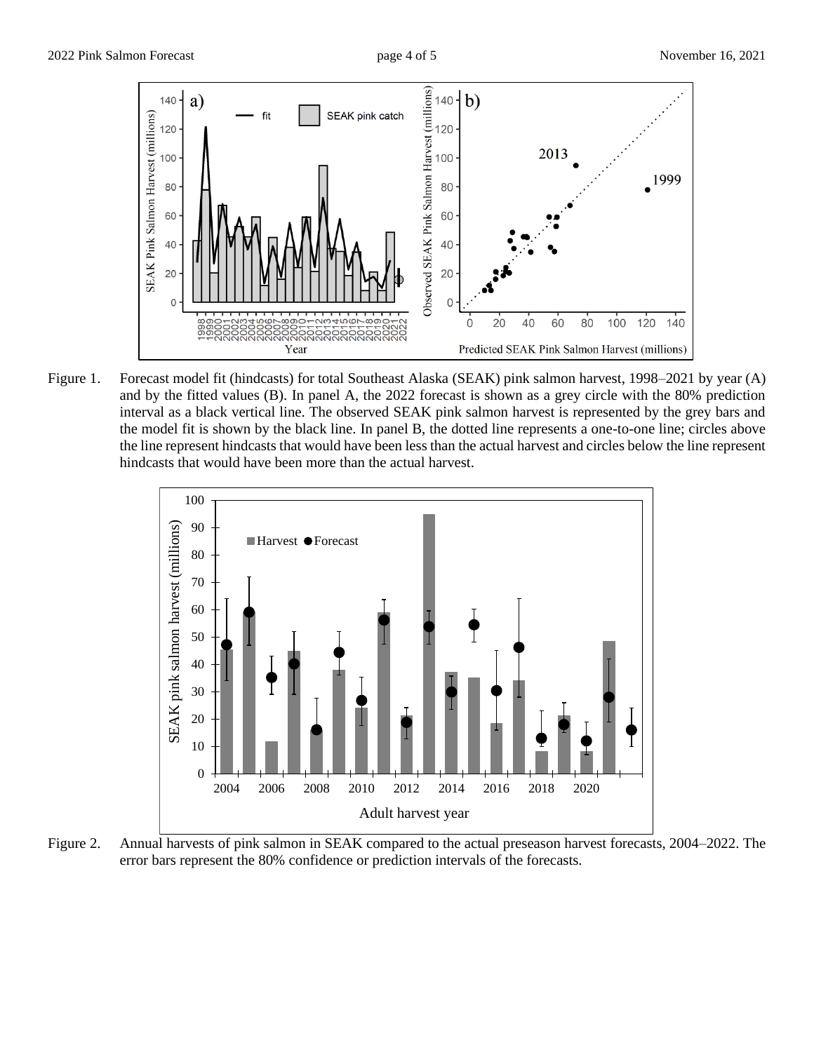Figure 1. Forecast model fit (hindcasts) for total Southeast Alaska (SEAK) pink salmon harvest, 1998–2021 by year (A) and by the fitted values (B). In panel A, the 2022 forecast is shown as a grey circle with the 80% prediction interval as a black vertical line. The observed SEAK pink salmon harvest is represented by the grey bars and the model fit is shown by the black line. In panel B, the dotted line represents a one-to-one line; circles above the line represent hindcasts that would have been less than the actual harvest and circles below the line represent hindcasts that would have been more than the actual harvest.

Figure 2. Annual harvests of pink salmon in SEAK compared to the actual preseason harvest forecasts, 2004–2022. The error bars represent the 80% confidence or prediction intervals of the forecasts.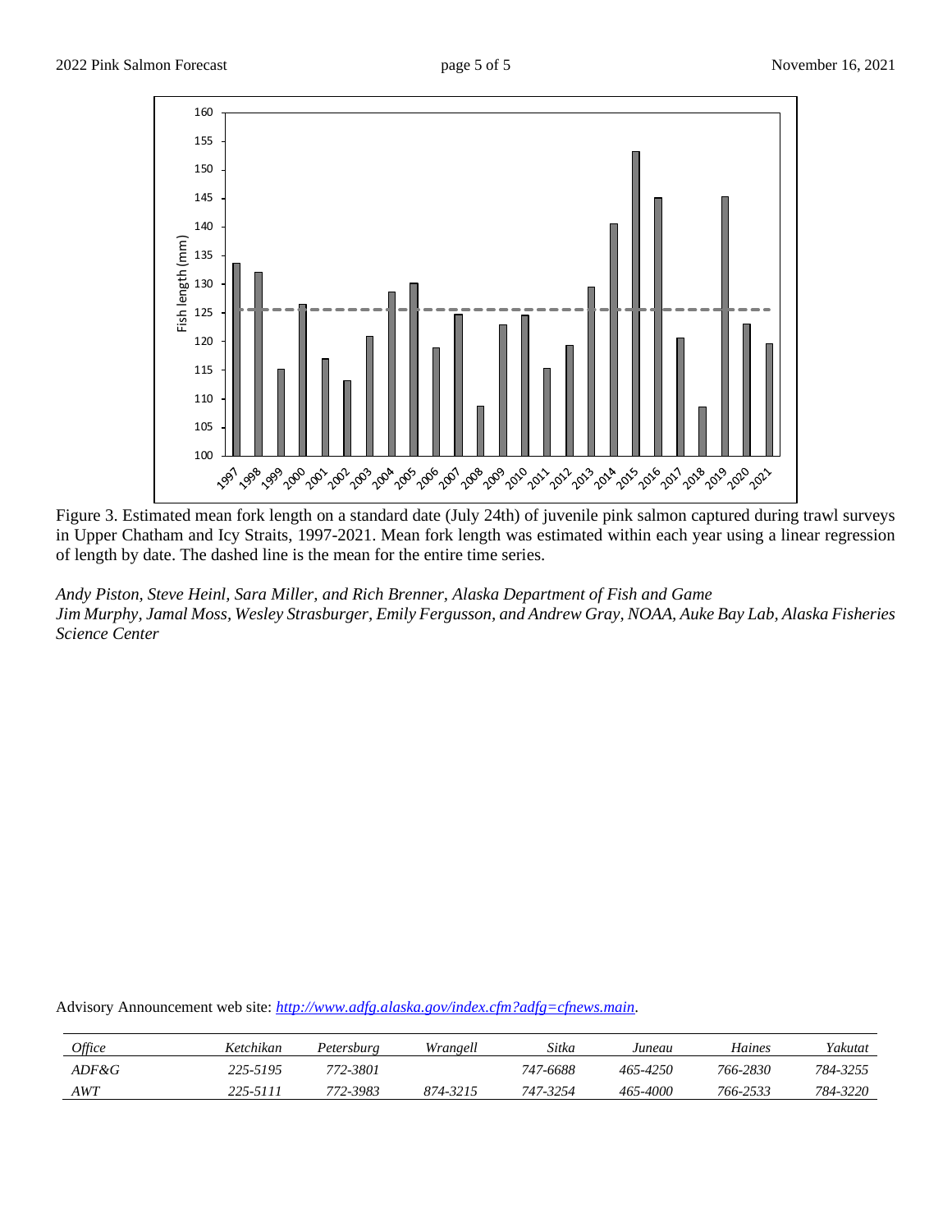Fish length (mm)

160
155
150
145
140
135
130
125
120
115
110
105
100

1997 1998 1999 2000 2001 2002 2003 2004 2005 2006 2007 2008 2009 2010 2011 2012 2013 2014 2015 2016 2017 2018 2019 2020 2021

Figure 3. Estimated mean fork length on a standard date (July 24th) of juvenile pink salmon captured during trawl surveys in Upper Chatham and Icy Straits, 1997-2021. Mean fork length was estimated within each year using a linear regression of length by date. The dashed line is the mean for the entire time series.

*Andy Piston, Steve Heinl, Sara Miller, and Rich Brenner, Alaska Department of Fish and Game*
*Jim Murphy, Jamal Moss, Wesley Strasburger, Emily Fergusson, and Andrew Gray, NOAA, Auke Bay Lab, Alaska Fisheries Science Center*

Advisory Announcement web site: [http://www.adfg.alaska.gov/index.cfm?adfg=cfnews.main](http://www.adfg.alaska.gov/index.cfm?adfg=cfnews.main).

| *Office* | *Ketchikan* | *Petersburg* | *Wrangell* | *Sitka* | *Juneau* | *Haines* | *Yakutat* |
|---|---|---|---|---|---|---|---|
| *ADF&G* | *225-5195* | *772-3801* | | *747-6688* | *465-4250* | *766-2830* | *784-3255* |
| *AWT* | *225-5111* | *772-3983* | *874-3215* | *747-3254* | *465-4000* | *766-2533* | *784-3220* |